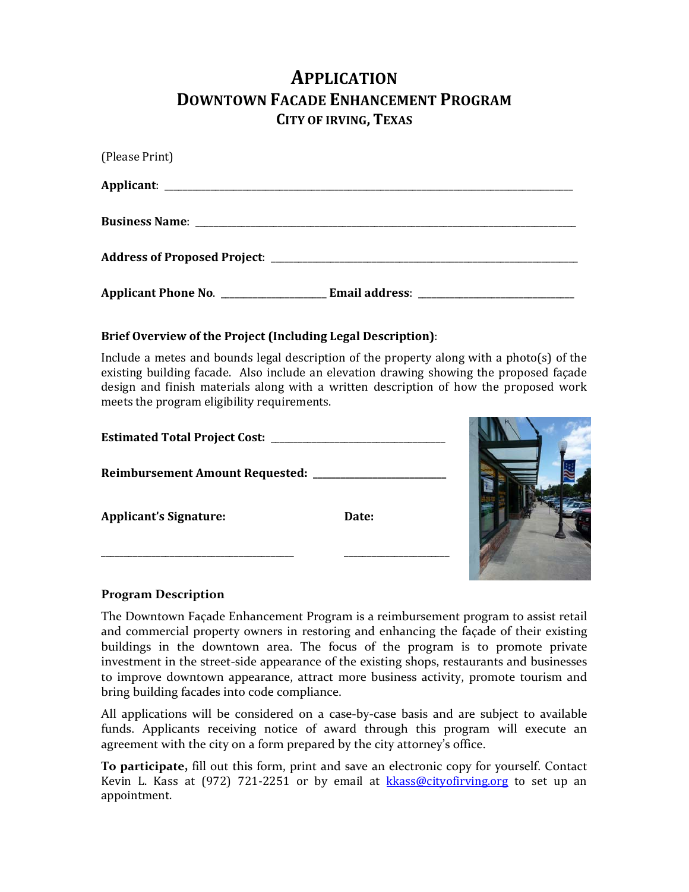# APPLICATION
## DOWNTOWN FACADE ENHANCEMENT PROGRAM
### CITY OF IRVING, TEXAS

(Please Print)

**Applicant**: ______________________________________________________________________

**Business Name**: __________________________________________________________________

**Address of Proposed Project**: ______________________________________________________

**Applicant Phone No**. ____________________ **Email address**: ___________________________

**Brief Overview of the Project (Including Legal Description)**:

Include a metes and bounds legal description of the property along with a photo(s) of the existing building facade. Also include an elevation drawing showing the proposed façade design and finish materials along with a written description of how the proposed work meets the program eligibility requirements.

**Estimated Total Project Cost:** ________________________________

**Reimbursement Amount Requested:** _________________________

**Applicant's Signature:** **Date:**

_____________________________________ ____________________

**Program Description**

The Downtown Façade Enhancement Program is a reimbursement program to assist retail and commercial property owners in restoring and enhancing the façade of their existing buildings in the downtown area. The focus of the program is to promote private investment in the street-side appearance of the existing shops, restaurants and businesses to improve downtown appearance, attract more business activity, promote tourism and bring building facades into code compliance.

All applications will be considered on a case-by-case basis and are subject to available funds. Applicants receiving notice of award through this program will execute an agreement with the city on a form prepared by the city attorney's office.

**To participate,** fill out this form, print and save an electronic copy for yourself. Contact Kevin L. Kass at (972) 721-2251 or by email at kkass@cityofirving.org to set up an appointment.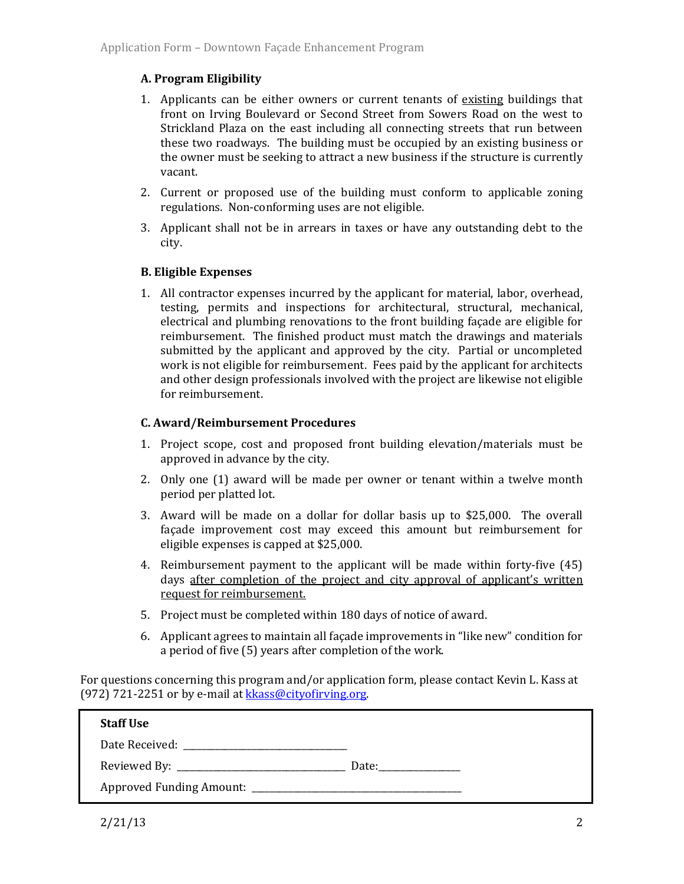### A. Program Eligibility

1. Applicants can be either owners or current tenants of existing buildings that front on Irving Boulevard or Second Street from Sowers Road on the west to Strickland Plaza on the east including all connecting streets that run between these two roadways. The building must be occupied by an existing business or the owner must be seeking to attract a new business if the structure is currently vacant.
2. Current or proposed use of the building must conform to applicable zoning regulations. Non-conforming uses are not eligible.
3. Applicant shall not be in arrears in taxes or have any outstanding debt to the city.

### B. Eligible Expenses

1. All contractor expenses incurred by the applicant for material, labor, overhead, testing, permits and inspections for architectural, structural, mechanical, electrical and plumbing renovations to the front building façade are eligible for reimbursement. The finished product must match the drawings and materials submitted by the applicant and approved by the city. Partial or uncompleted work is not eligible for reimbursement. Fees paid by the applicant for architects and other design professionals involved with the project are likewise not eligible for reimbursement.

### C. Award/Reimbursement Procedures

1. Project scope, cost and proposed front building elevation/materials must be approved in advance by the city.
2. Only one (1) award will be made per owner or tenant within a twelve month period per platted lot.
3. Award will be made on a dollar for dollar basis up to $25,000. The overall façade improvement cost may exceed this amount but reimbursement for eligible expenses is capped at $25,000.
4. Reimbursement payment to the applicant will be made within forty-five (45) days after completion of the project and city approval of applicant's written request for reimbursement.
5. Project must be completed within 180 days of notice of award.
6. Applicant agrees to maintain all façade improvements in "like new" condition for a period of five (5) years after completion of the work.

For questions concerning this program and/or application form, please contact Kevin L. Kass at (972) 721-2251 or by e-mail at kkass@cityofirving.org.

**Staff Use**

Date Received: ______________________________

Reviewed By: ______________________________ Date: ______________

Approved Funding Amount: ______________________________________